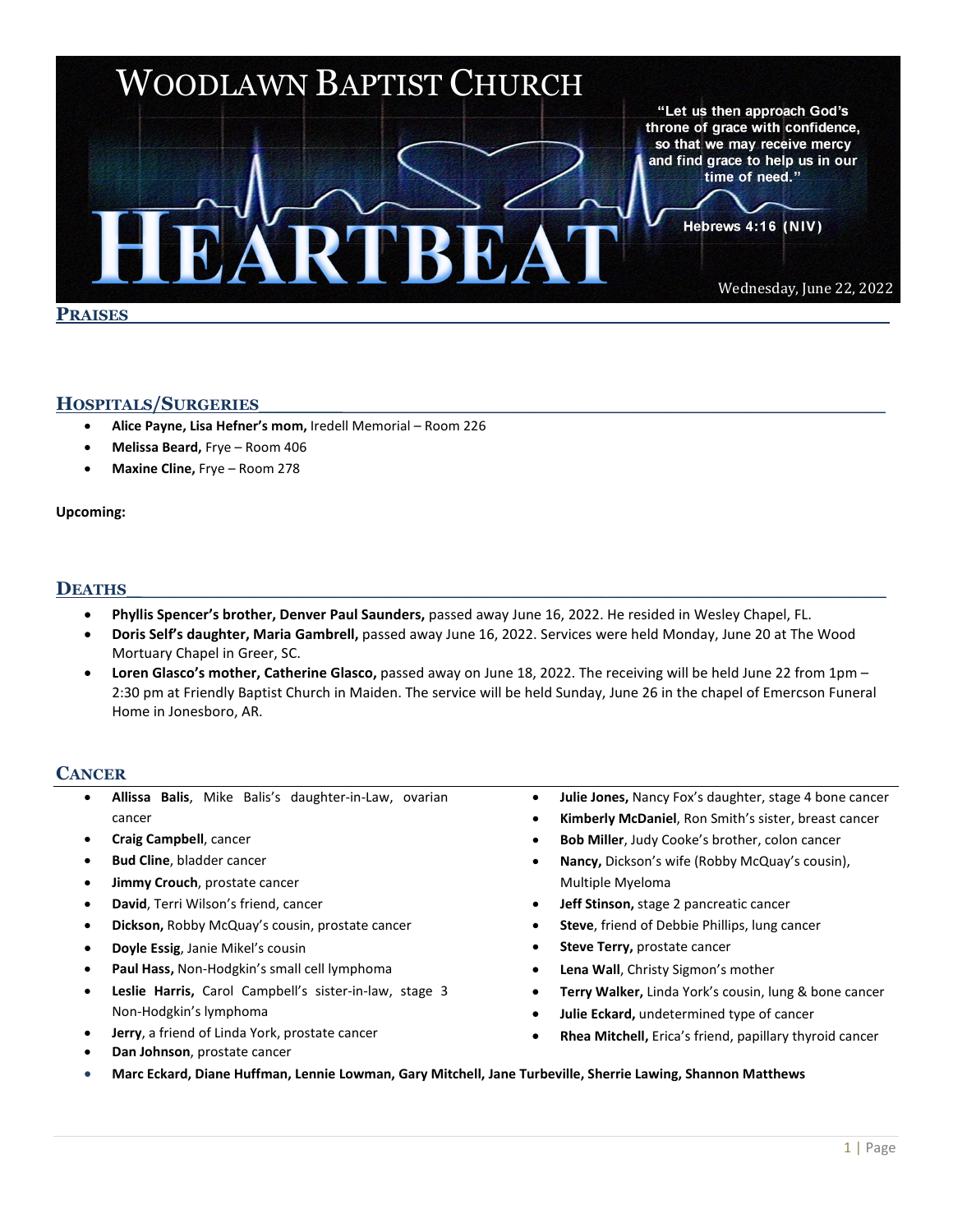# Woodlawn Baptist Church

# Heartbeat

"Let us then approach God's throne of grace with confidence, so that we may receive mercy and find grace to help us in our time of need."

Hebrews 4:16 (NIV)

Wednesday, June 22, 2022

## Praises

## Hospitals/Surgeries

- **Alice Payne, Lisa Hefner's mom,** Iredell Memorial – Room 226
- **Melissa Beard,** Frye – Room 406
- **Maxine Cline,** Frye – Room 278

**Upcoming:**

## Deaths

- **Phyllis Spencer's brother, Denver Paul Saunders,** passed away June 16, 2022. He resided in Wesley Chapel, FL.
- **Doris Self's daughter, Maria Gambrell,** passed away June 16, 2022. Services were held Monday, June 20 at The Wood Mortuary Chapel in Greer, SC.
- **Loren Glasco's mother, Catherine Glasco,** passed away on June 18, 2022. The receiving will be held June 22 from 1pm – 2:30 pm at Friendly Baptist Church in Maiden. The service will be held Sunday, June 26 in the chapel of Emercson Funeral Home in Jonesboro, AR.

## Cancer

- **Allissa Balis**, Mike Balis's daughter-in-Law, ovarian cancer
- **Craig Campbell**, cancer
- **Bud Cline**, bladder cancer
- **Jimmy Crouch**, prostate cancer
- **David**, Terri Wilson's friend, cancer
- **Dickson,** Robby McQuay's cousin, prostate cancer
- **Doyle Essig**, Janie Mikel's cousin
- **Paul Hass,** Non-Hodgkin's small cell lymphoma
- **Leslie Harris,** Carol Campbell's sister-in-law, stage 3 Non-Hodgkin's lymphoma
- **Jerry**, a friend of Linda York, prostate cancer
- **Dan Johnson**, prostate cancer
- **Julie Jones,** Nancy Fox's daughter, stage 4 bone cancer
- **Kimberly McDaniel**, Ron Smith's sister, breast cancer
- **Bob Miller**, Judy Cooke's brother, colon cancer
- **Nancy,** Dickson's wife (Robby McQuay's cousin), Multiple Myeloma
- **Jeff Stinson,** stage 2 pancreatic cancer
- **Steve**, friend of Debbie Phillips, lung cancer
- **Steve Terry,** prostate cancer
- **Lena Wall**, Christy Sigmon's mother
- **Terry Walker,** Linda York's cousin, lung & bone cancer
- **Julie Eckard,** undetermined type of cancer
- **Rhea Mitchell,** Erica's friend, papillary thyroid cancer
- **Marc Eckard, Diane Huffman, Lennie Lowman, Gary Mitchell, Jane Turbeville, Sherrie Lawing, Shannon Matthews**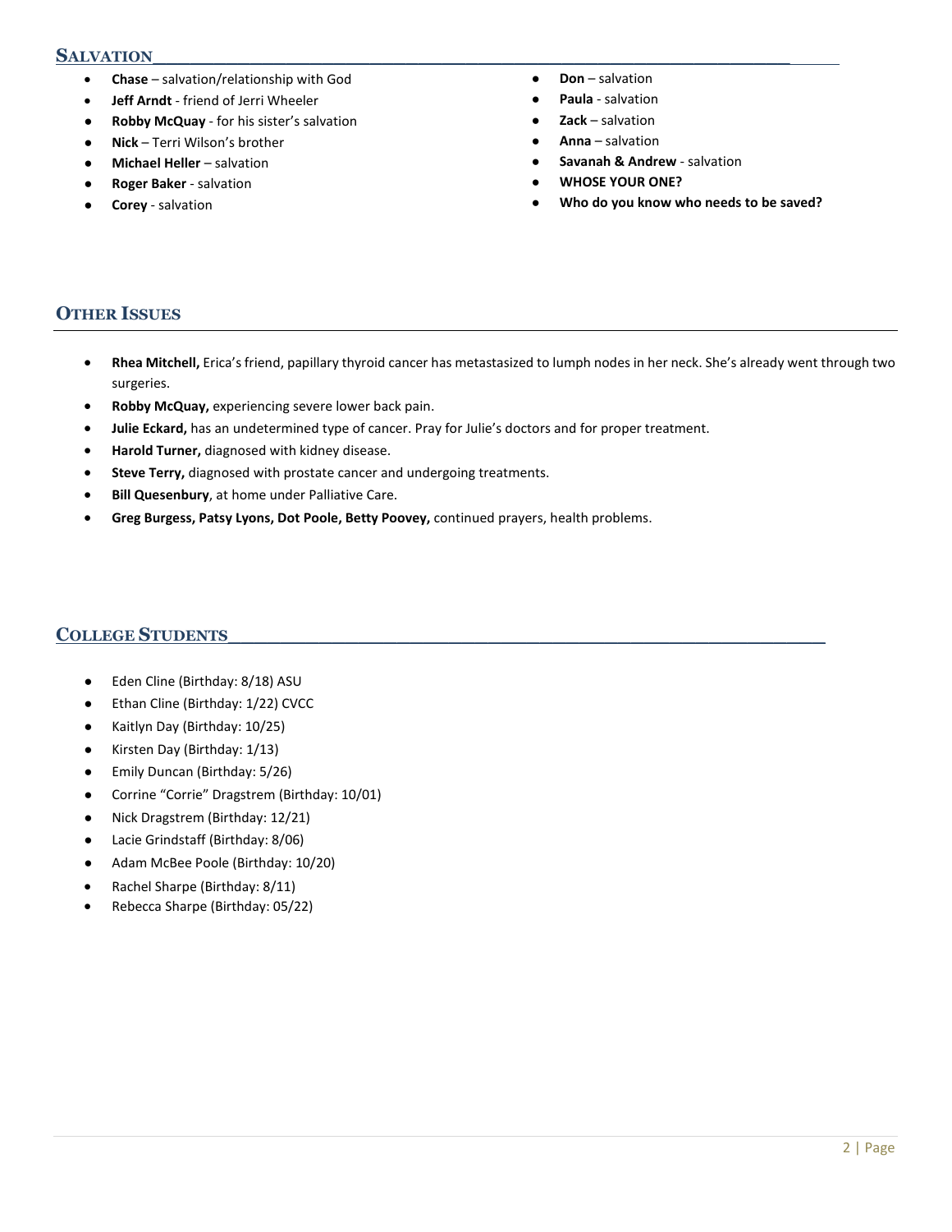## SALVATION

- **Chase** – salvation/relationship with God
- **Jeff Arndt** - friend of Jerri Wheeler
- **Robby McQuay** - for his sister's salvation
- **Nick** – Terri Wilson's brother
- **Michael Heller** – salvation
- **Roger Baker** - salvation
- **Corey** - salvation
- **Don** – salvation
- **Paula** - salvation
- **Zack** – salvation
- **Anna** – salvation
- **Savanah & Andrew** - salvation
- **WHOSE YOUR ONE?**
- **Who do you know who needs to be saved?**

## OTHER ISSUES

- **Rhea Mitchell,** Erica's friend, papillary thyroid cancer has metastasized to lumph nodes in her neck. She's already went through two surgeries.
- **Robby McQuay,** experiencing severe lower back pain.
- **Julie Eckard,** has an undetermined type of cancer. Pray for Julie's doctors and for proper treatment.
- **Harold Turner,** diagnosed with kidney disease.
- **Steve Terry,** diagnosed with prostate cancer and undergoing treatments.
- **Bill Quesenbury**, at home under Palliative Care.
- **Greg Burgess, Patsy Lyons, Dot Poole, Betty Poovey,** continued prayers, health problems.

## COLLEGE STUDENTS

- Eden Cline (Birthday: 8/18) ASU
- Ethan Cline (Birthday: 1/22) CVCC
- Kaitlyn Day (Birthday: 10/25)
- Kirsten Day (Birthday: 1/13)
- Emily Duncan (Birthday: 5/26)
- Corrine "Corrie" Dragstrem (Birthday: 10/01)
- Nick Dragstrem (Birthday: 12/21)
- Lacie Grindstaff (Birthday: 8/06)
- Adam McBee Poole (Birthday: 10/20)
- Rachel Sharpe (Birthday: 8/11)
- Rebecca Sharpe (Birthday: 05/22)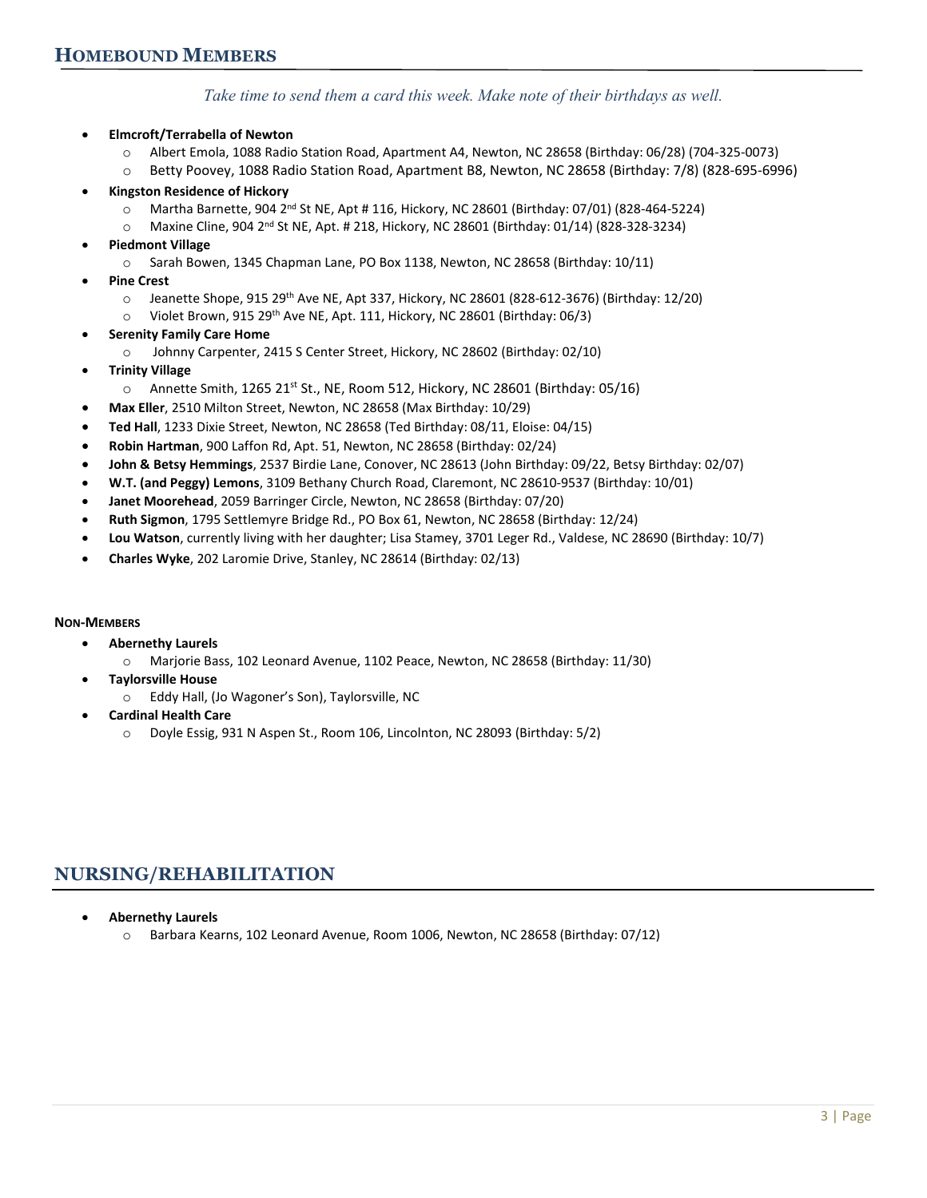## HOMEBOUND MEMBERS

*Take time to send them a card this week. Make note of their birthdays as well.*

- **Elmcroft/Terrabella of Newton**
  - Albert Emola, 1088 Radio Station Road, Apartment A4, Newton, NC 28658 (Birthday: 06/28) (704-325-0073)
  - Betty Poovey, 1088 Radio Station Road, Apartment B8, Newton, NC 28658 (Birthday: 7/8) (828-695-6996)
- **Kingston Residence of Hickory**
  - Martha Barnette, 904 2nd St NE, Apt # 116, Hickory, NC 28601 (Birthday: 07/01) (828-464-5224)
  - Maxine Cline, 904 2nd St NE, Apt. # 218, Hickory, NC 28601 (Birthday: 01/14) (828-328-3234)
- **Piedmont Village**
  - Sarah Bowen, 1345 Chapman Lane, PO Box 1138, Newton, NC 28658 (Birthday: 10/11)
- **Pine Crest**
  - Jeanette Shope, 915 29th Ave NE, Apt 337, Hickory, NC 28601 (828-612-3676) (Birthday: 12/20)
  - Violet Brown, 915 29th Ave NE, Apt. 111, Hickory, NC 28601 (Birthday: 06/3)
- **Serenity Family Care Home**
  - Johnny Carpenter, 2415 S Center Street, Hickory, NC 28602 (Birthday: 02/10)
- **Trinity Village**
  - Annette Smith, 1265 21st St., NE, Room 512, Hickory, NC 28601 (Birthday: 05/16)
- **Max Eller**, 2510 Milton Street, Newton, NC 28658 (Max Birthday: 10/29)
- **Ted Hall**, 1233 Dixie Street, Newton, NC 28658 (Ted Birthday: 08/11, Eloise: 04/15)
- **Robin Hartman**, 900 Laffon Rd, Apt. 51, Newton, NC 28658 (Birthday: 02/24)
- **John & Betsy Hemmings**, 2537 Birdie Lane, Conover, NC 28613 (John Birthday: 09/22, Betsy Birthday: 02/07)
- **W.T. (and Peggy) Lemons**, 3109 Bethany Church Road, Claremont, NC 28610-9537 (Birthday: 10/01)
- **Janet Moorehead**, 2059 Barringer Circle, Newton, NC 28658 (Birthday: 07/20)
- **Ruth Sigmon**, 1795 Settlemyre Bridge Rd., PO Box 61, Newton, NC 28658 (Birthday: 12/24)
- **Lou Watson**, currently living with her daughter; Lisa Stamey, 3701 Leger Rd., Valdese, NC 28690 (Birthday: 10/7)
- **Charles Wyke**, 202 Laromie Drive, Stanley, NC 28614 (Birthday: 02/13)

#### NON-MEMBERS

- **Abernethy Laurels**
  - Marjorie Bass, 102 Leonard Avenue, 1102 Peace, Newton, NC 28658 (Birthday: 11/30)
- **Taylorsville House**
  - Eddy Hall, (Jo Wagoner's Son), Taylorsville, NC
- **Cardinal Health Care**
  - Doyle Essig, 931 N Aspen St., Room 106, Lincolnton, NC 28093 (Birthday: 5/2)

## NURSING/REHABILITATION

- **Abernethy Laurels**
  - Barbara Kearns, 102 Leonard Avenue, Room 1006, Newton, NC 28658 (Birthday: 07/12)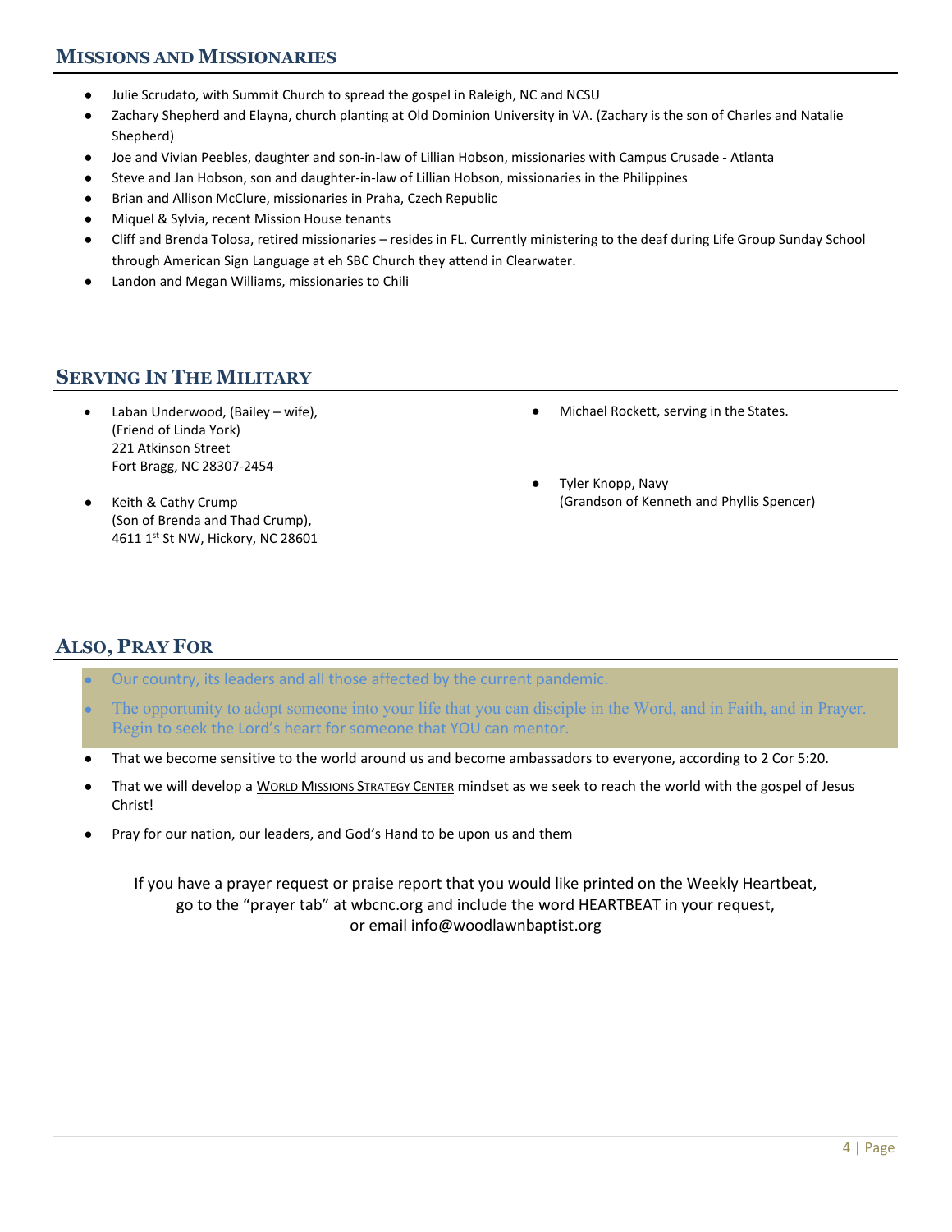## MISSIONS AND MISSIONARIES

- Julie Scrudato, with Summit Church to spread the gospel in Raleigh, NC and NCSU
- Zachary Shepherd and Elayna, church planting at Old Dominion University in VA. (Zachary is the son of Charles and Natalie Shepherd)
- Joe and Vivian Peebles, daughter and son-in-law of Lillian Hobson, missionaries with Campus Crusade - Atlanta
- Steve and Jan Hobson, son and daughter-in-law of Lillian Hobson, missionaries in the Philippines
- Brian and Allison McClure, missionaries in Praha, Czech Republic
- Miquel & Sylvia, recent Mission House tenants
- Cliff and Brenda Tolosa, retired missionaries – resides in FL. Currently ministering to the deaf during Life Group Sunday School through American Sign Language at eh SBC Church they attend in Clearwater.
- Landon and Megan Williams, missionaries to Chili

## SERVING IN THE MILITARY

- Laban Underwood, (Bailey – wife), (Friend of Linda York) 221 Atkinson Street Fort Bragg, NC 28307-2454
- Keith & Cathy Crump (Son of Brenda and Thad Crump), 4611 1st St NW, Hickory, NC 28601
- Michael Rockett, serving in the States.
- Tyler Knopp, Navy (Grandson of Kenneth and Phyllis Spencer)

## ALSO, PRAY FOR

- Our country, its leaders and all those affected by the current pandemic.
- The opportunity to adopt someone into your life that you can disciple in the Word, and in Faith, and in Prayer. Begin to seek the Lord's heart for someone that YOU can mentor.
- That we become sensitive to the world around us and become ambassadors to everyone, according to 2 Cor 5:20.
- That we will develop a WORLD MISSIONS STRATEGY CENTER mindset as we seek to reach the world with the gospel of Jesus Christ!
- Pray for our nation, our leaders, and God's Hand to be upon us and them

If you have a prayer request or praise report that you would like printed on the Weekly Heartbeat, go to the "prayer tab" at wbcnc.org and include the word HEARTBEAT in your request, or email info@woodlawnbaptist.org